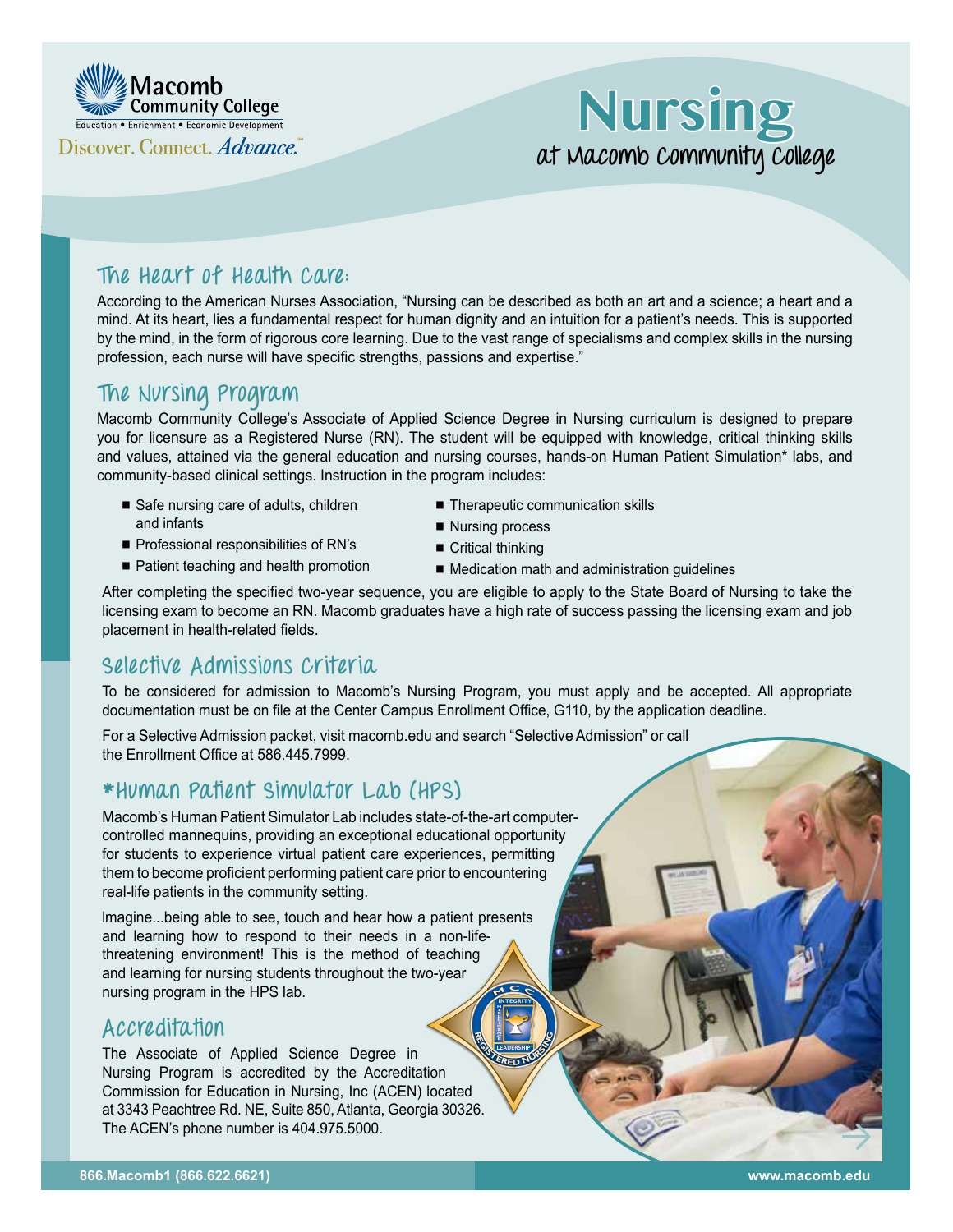Macomb Community College

Education • Enrichment • Economic Development

Discover. Connect. *Advance.*

# Nursing

at Macomb Community College

## The Heart of Health Care:

According to the American Nurses Association, “Nursing can be described as both an art and a science; a heart and a mind. At its heart, lies a fundamental respect for human dignity and an intuition for a patient’s needs. This is supported by the mind, in the form of rigorous core learning. Due to the vast range of specialisms and complex skills in the nursing profession, each nurse will have specific strengths, passions and expertise.”

## The Nursing Program

Macomb Community College’s Associate of Applied Science Degree in Nursing curriculum is designed to prepare you for licensure as a Registered Nurse (RN). The student will be equipped with knowledge, critical thinking skills and values, attained via the general education and nursing courses, hands-on Human Patient Simulation* labs, and community-based clinical settings. Instruction in the program includes:

- Safe nursing care of adults, children and infants
- Professional responsibilities of RN’s
- Patient teaching and health promotion
- Therapeutic communication skills
- Nursing process
- Critical thinking
- Medication math and administration guidelines

After completing the specified two-year sequence, you are eligible to apply to the State Board of Nursing to take the licensing exam to become an RN. Macomb graduates have a high rate of success passing the licensing exam and job placement in health-related fields.

## Selective Admissions Criteria

To be considered for admission to Macomb’s Nursing Program, you must apply and be accepted. All appropriate documentation must be on file at the Center Campus Enrollment Office, G110, by the application deadline.

For a Selective Admission packet, visit macomb.edu and search “Selective Admission” or call the Enrollment Office at 586.445.7999.

## *Human Patient Simulator Lab (HPS)

Macomb’s Human Patient Simulator Lab includes state-of-the-art computer-controlled mannequins, providing an exceptional educational opportunity for students to experience virtual patient care experiences, permitting them to become proficient performing patient care prior to encountering real-life patients in the community setting.

Imagine...being able to see, touch and hear how a patient presents and learning how to respond to their needs in a non-life-threatening environment! This is the method of teaching and learning for nursing students throughout the two-year nursing program in the HPS lab.

## Accreditation

The Associate of Applied Science Degree in Nursing Program is accredited by the Accreditation Commission for Education in Nursing, Inc (ACEN) located at 3343 Peachtree Rd. NE, Suite 850, Atlanta, Georgia 30326. The ACEN’s phone number is 404.975.5000.

866.Macomb1 (866.622.6621)

www.macomb.edu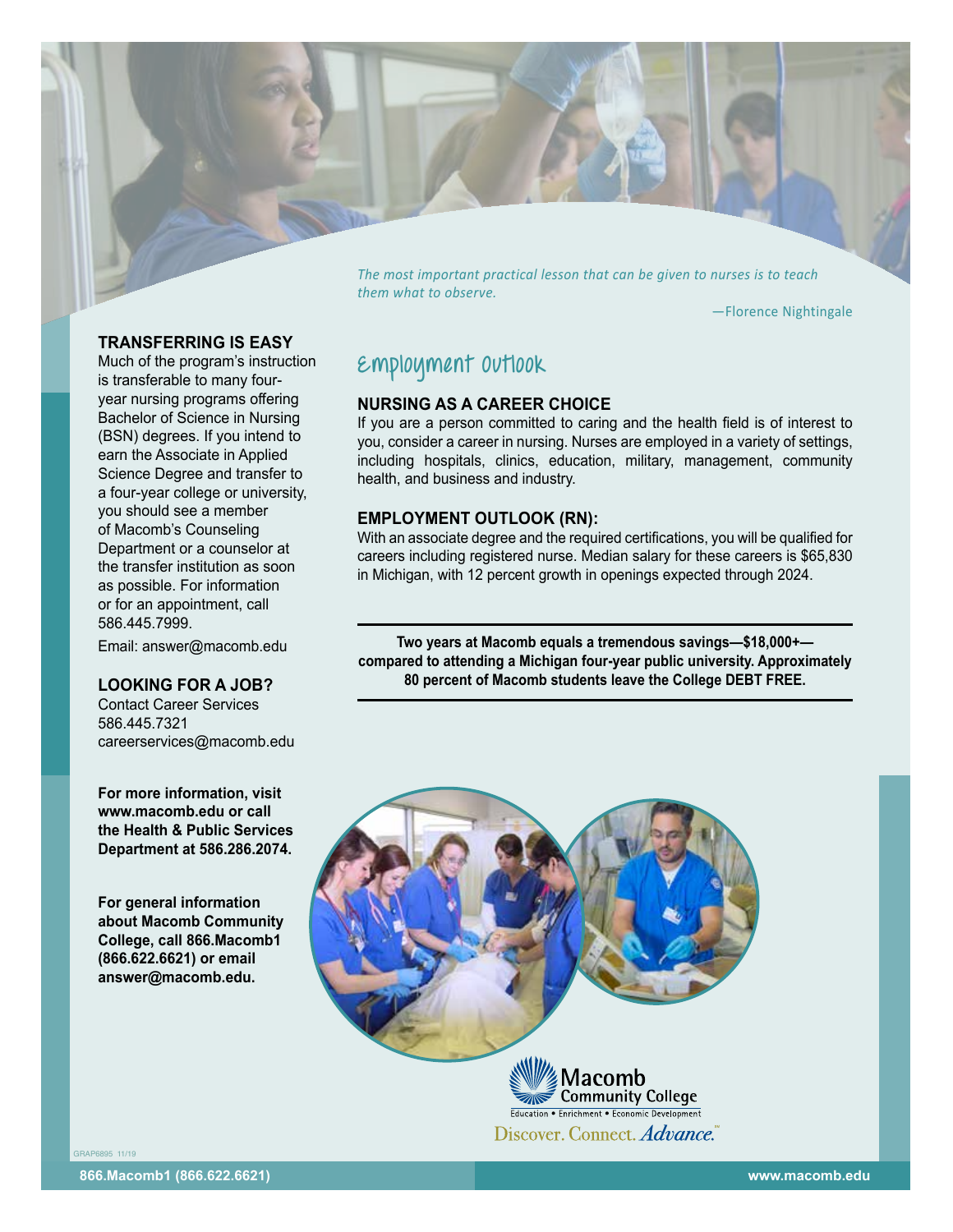*The most important practical lesson that can be given to nurses is to teach them what to observe.*

—Florence Nightingale

### TRANSFERRING IS EASY

Much of the program's instruction is transferable to many four-year nursing programs offering Bachelor of Science in Nursing (BSN) degrees. If you intend to earn the Associate in Applied Science Degree and transfer to a four-year college or university, you should see a member of Macomb's Counseling Department or a counselor at the transfer institution as soon as possible. For information or for an appointment, call 586.445.7999.

Email: answer@macomb.edu

### LOOKING FOR A JOB?

Contact Career Services
586.445.7321
careerservices@macomb.edu

**For more information, visit www.macomb.edu or call the Health & Public Services Department at 586.286.2074.**

**For general information about Macomb Community College, call 866.Macomb1 (866.622.6621) or email answer@macomb.edu.**

## Employment Outlook

### NURSING AS A CAREER CHOICE

If you are a person committed to caring and the health field is of interest to you, consider a career in nursing. Nurses are employed in a variety of settings, including hospitals, clinics, education, military, management, community health, and business and industry.

### EMPLOYMENT OUTLOOK (RN):

With an associate degree and the required certifications, you will be qualified for careers including registered nurse. Median salary for these careers is $65,830 in Michigan, with 12 percent growth in openings expected through 2024.

---

**Two years at Macomb equals a tremendous savings—$18,000+—compared to attending a Michigan four-year public university. Approximately 80 percent of Macomb students leave the College DEBT FREE.**

---

Macomb Community College
Education • Enrichment • Economic Development
Discover. Connect. *Advance.*

GRAP6895 11/19

866.Macomb1 (866.622.6621)

www.macomb.edu